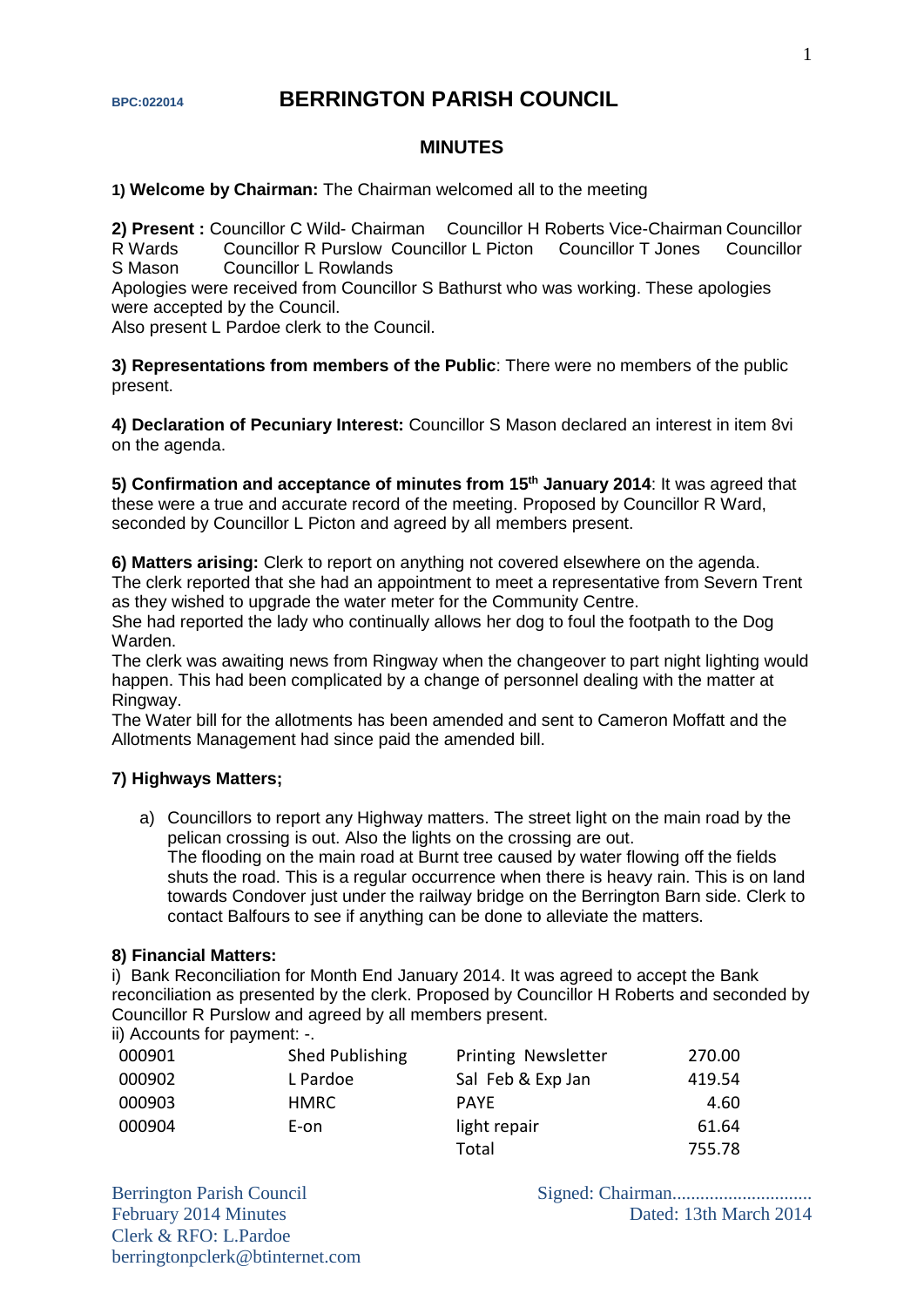BPC:022014

# BERRINGTON PARISH COUNCIL

## MINUTES

**1) Welcome by Chairman:** The Chairman welcomed all to the meeting

**2) Present :** Councillor C Wild- Chairman Councillor H Roberts Vice-Chairman Councillor R Wards Councillor R Purslow Councillor L Picton Councillor T Jones Councillor S Mason Councillor L Rowlands

Apologies were received from Councillor S Bathurst who was working. These apologies were accepted by the Council.

Also present L Pardoe clerk to the Council.

**3) Representations from members of the Public**: There were no members of the public present.

**4) Declaration of Pecuniary Interest:** Councillor S Mason declared an interest in item 8vi on the agenda.

**5) Confirmation and acceptance of minutes from 15th January 2014**: It was agreed that these were a true and accurate record of the meeting. Proposed by Councillor R Ward, seconded by Councillor L Picton and agreed by all members present.

**6) Matters arising:** Clerk to report on anything not covered elsewhere on the agenda.

The clerk reported that she had an appointment to meet a representative from Severn Trent as they wished to upgrade the water meter for the Community Centre.

She had reported the lady who continually allows her dog to foul the footpath to the Dog Warden.

The clerk was awaiting news from Ringway when the changeover to part night lighting would happen. This had been complicated by a change of personnel dealing with the matter at Ringway.

The Water bill for the allotments has been amended and sent to Cameron Moffatt and the Allotments Management had since paid the amended bill.

**7) Highways Matters;**

a) Councillors to report any Highway matters. The street light on the main road by the pelican crossing is out. Also the lights on the crossing are out.
   The flooding on the main road at Burnt tree caused by water flowing off the fields shuts the road. This is a regular occurrence when there is heavy rain. This is on land towards Condover just under the railway bridge on the Berrington Barn side. Clerk to contact Balfours to see if anything can be done to alleviate the matters.

**8) Financial Matters:**

i) Bank Reconciliation for Month End January 2014. It was agreed to accept the Bank reconciliation as presented by the clerk. Proposed by Councillor H Roberts and seconded by Councillor R Purslow and agreed by all members present.

ii) Accounts for payment: -.

| | | | |
|---|---|---|---|
| 000901 | Shed Publishing | Printing Newsletter | 270.00 |
| 000902 | L Pardoe | Sal Feb & Exp Jan | 419.54 |
| 000903 | HMRC | PAYE | 4.60 |
| 000904 | E-on | light repair | 61.64 |
| | | Total | 755.78 |

Berrington Parish Council
February 2014 Minutes
Clerk & RFO: L.Pardoe
berringtonpclerk@btinternet.com

Signed: Chairman.............................
Dated: 13th March 2014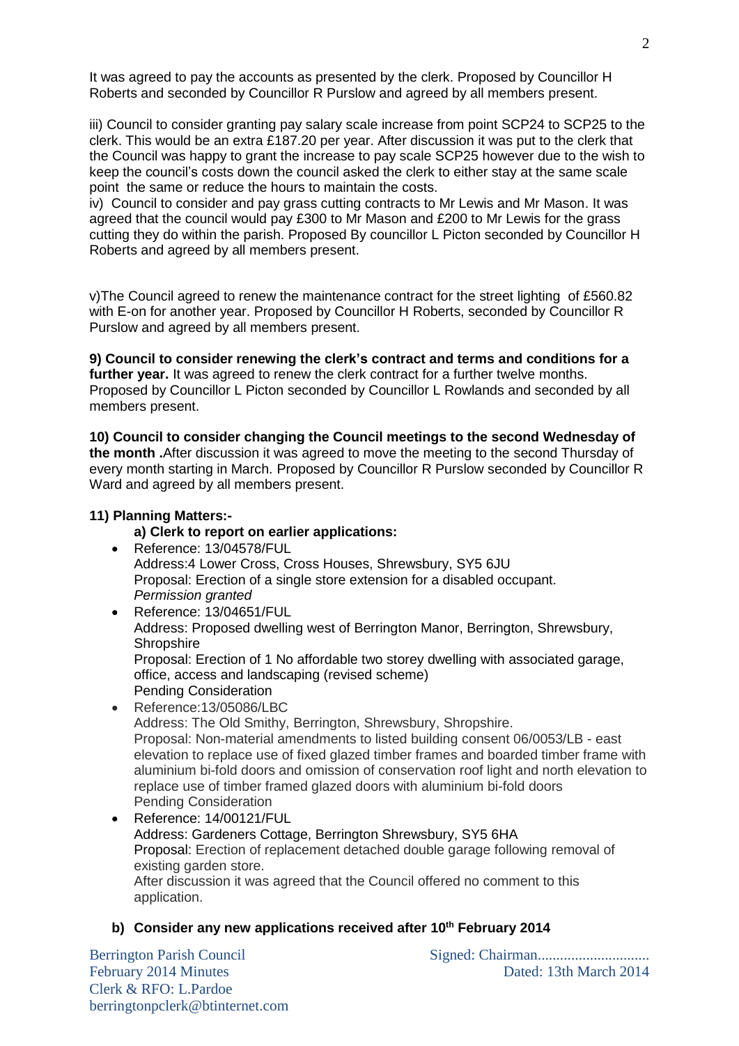It was agreed to pay the accounts as presented by the clerk. Proposed by Councillor H Roberts and seconded by Councillor R Purslow and agreed by all members present.

iii) Council to consider granting pay salary scale increase from point SCP24 to SCP25 to the clerk. This would be an extra £187.20 per year. After discussion it was put to the clerk that the Council was happy to grant the increase to pay scale SCP25 however due to the wish to keep the council's costs down the council asked the clerk to either stay at the same scale point the same or reduce the hours to maintain the costs.

iv) Council to consider and pay grass cutting contracts to Mr Lewis and Mr Mason. It was agreed that the council would pay £300 to Mr Mason and £200 to Mr Lewis for the grass cutting they do within the parish. Proposed By councillor L Picton seconded by Councillor H Roberts and agreed by all members present.

v)The Council agreed to renew the maintenance contract for the street lighting of £560.82 with E-on for another year. Proposed by Councillor H Roberts, seconded by Councillor R Purslow and agreed by all members present.

**9) Council to consider renewing the clerk's contract and terms and conditions for a further year.** It was agreed to renew the clerk contract for a further twelve months. Proposed by Councillor L Picton seconded by Councillor L Rowlands and seconded by all members present.

**10) Council to consider changing the Council meetings to the second Wednesday of the month .**After discussion it was agreed to move the meeting to the second Thursday of every month starting in March. Proposed by Councillor R Purslow seconded by Councillor R Ward and agreed by all members present.

**11) Planning Matters:-**

**a) Clerk to report on earlier applications:**

- Reference: 13/04578/FUL
  Address:4 Lower Cross, Cross Houses, Shrewsbury, SY5 6JU
  Proposal: Erection of a single store extension for a disabled occupant.
  *Permission granted*
- Reference: 13/04651/FUL
  Address: Proposed dwelling west of Berrington Manor, Berrington, Shrewsbury, Shropshire
  Proposal: Erection of 1 No affordable two storey dwelling with associated garage, office, access and landscaping (revised scheme)
  Pending Consideration
- Reference:13/05086/LBC
  Address: The Old Smithy, Berrington, Shrewsbury, Shropshire.
  Proposal: Non-material amendments to listed building consent 06/0053/LB - east elevation to replace use of fixed glazed timber frames and boarded timber frame with aluminium bi-fold doors and omission of conservation roof light and north elevation to replace use of timber framed glazed doors with aluminium bi-fold doors
  Pending Consideration
- Reference: 14/00121/FUL
  Address: Gardeners Cottage, Berrington Shrewsbury, SY5 6HA
  Proposal: Erection of replacement detached double garage following removal of existing garden store.
  After discussion it was agreed that the Council offered no comment to this application.

**b) Consider any new applications received after 10th February 2014**

Berrington Parish Council
February 2014 Minutes
Clerk & RFO: L.Pardoe
berringtonpclerk@btinternet.com

Signed: Chairman.............................
Dated: 13th March 2014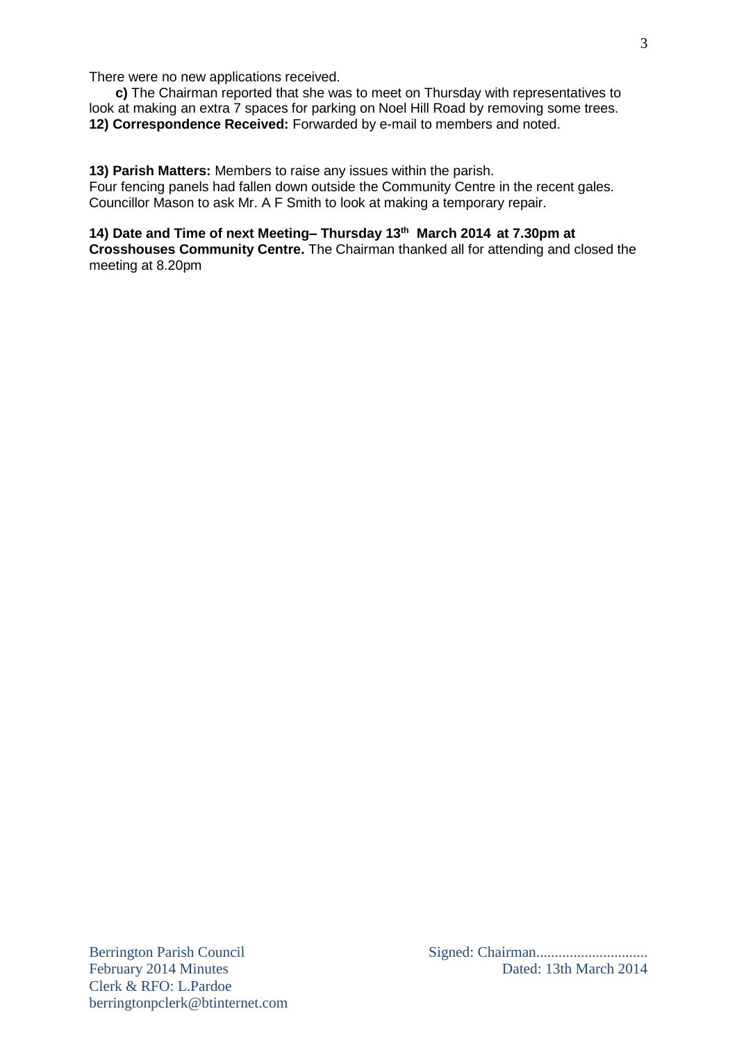There were no new applications received.

**c)** The Chairman reported that she was to meet on Thursday with representatives to look at making an extra 7 spaces for parking on Noel Hill Road by removing some trees.

**12) Correspondence Received:** Forwarded by e-mail to members and noted.

**13) Parish Matters:** Members to raise any issues within the parish.
Four fencing panels had fallen down outside the Community Centre in the recent gales. Councillor Mason to ask Mr. A F Smith to look at making a temporary repair.

**14) Date and Time of next Meeting– Thursday 13th March 2014 at 7.30pm at Crosshouses Community Centre.** The Chairman thanked all for attending and closed the meeting at 8.20pm

Berrington Parish Council
February 2014 Minutes
Clerk & RFO: L.Pardoe
berringtonpclerk@btinternet.com

Signed: Chairman.............................
Dated: 13th March 2014